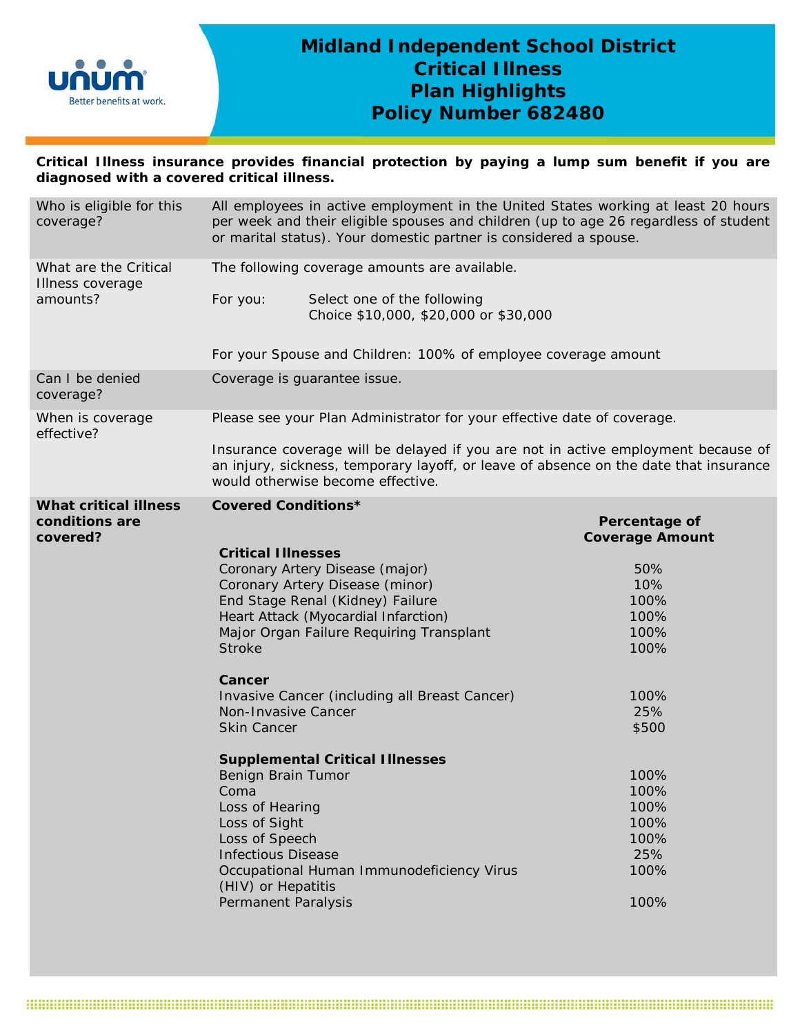# Midland Independent School District
# Critical Illness
# Plan Highlights
# Policy Number 682480

**Critical Illness insurance provides financial protection by paying a lump sum benefit if you are diagnosed with a covered critical illness.**

| | |
|---|---|
| Who is eligible for this coverage? | All employees in active employment in the United States working at least 20 hours per week and their eligible spouses and children (up to age 26 regardless of student or marital status). Your domestic partner is considered a spouse. |
| What are the Critical Illness coverage amounts? | The following coverage amounts are available.<br><br>For you: Select one of the following<br>Choice $10,000, $20,000 or $30,000<br><br>For your Spouse and Children: 100% of employee coverage amount |
| Can I be denied coverage? | Coverage is guarantee issue. |
| When is coverage effective? | Please see your Plan Administrator for your effective date of coverage.<br><br>Insurance coverage will be delayed if you are not in active employment because of an injury, sickness, temporary layoff, or leave of absence on the date that insurance would otherwise become effective. |

**What critical illness conditions are covered?**

**Covered Conditions***

| | Percentage of Coverage Amount |
|---|---|
| **Critical Illnesses** | |
| Coronary Artery Disease (major) | 50% |
| Coronary Artery Disease (minor) | 10% |
| End Stage Renal (Kidney) Failure | 100% |
| Heart Attack (Myocardial Infarction) | 100% |
| Major Organ Failure Requiring Transplant | 100% |
| Stroke | 100% |
| **Cancer** | |
| Invasive Cancer (including all Breast Cancer) | 100% |
| Non-Invasive Cancer | 25% |
| Skin Cancer | $500 |
| **Supplemental Critical Illnesses** | |
| Benign Brain Tumor | 100% |
| Coma | 100% |
| Loss of Hearing | 100% |
| Loss of Sight | 100% |
| Loss of Speech | 100% |
| Infectious Disease | 25% |
| Occupational Human Immunodeficiency Virus (HIV) or Hepatitis | 100% |
| Permanent Paralysis | 100% |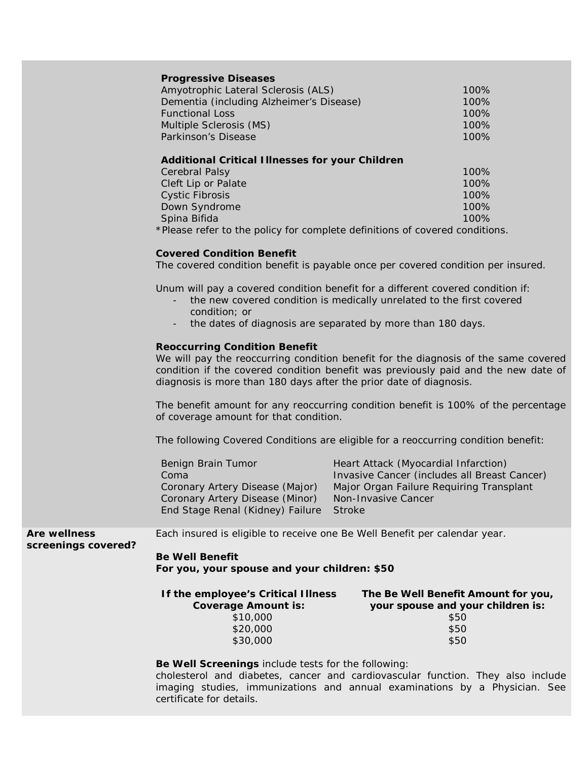**Progressive Diseases**

| Condition | Percentage |
|---|---|
| Amyotrophic Lateral Sclerosis (ALS) | 100% |
| Dementia (including Alzheimer's Disease) | 100% |
| Functional Loss | 100% |
| Multiple Sclerosis (MS) | 100% |
| Parkinson's Disease | 100% |

**Additional Critical Illnesses for your Children**

| Condition | Percentage |
|---|---|
| Cerebral Palsy | 100% |
| Cleft Lip or Palate | 100% |
| Cystic Fibrosis | 100% |
| Down Syndrome | 100% |
| Spina Bifida | 100% |

*Please refer to the policy for complete definitions of covered conditions.

**Covered Condition Benefit**

The covered condition benefit is payable once per covered condition per insured.

Unum will pay a covered condition benefit for a different covered condition if:

- the new covered condition is medically unrelated to the first covered condition; or
- the dates of diagnosis are separated by more than 180 days.

**Reoccurring Condition Benefit**

We will pay the reoccurring condition benefit for the diagnosis of the same covered condition if the covered condition benefit was previously paid and the new date of diagnosis is more than 180 days after the prior date of diagnosis.

The benefit amount for any reoccurring condition benefit is 100% of the percentage of coverage amount for that condition.

The following Covered Conditions are eligible for a reoccurring condition benefit:

- Benign Brain Tumor
- Coma
- Coronary Artery Disease (Major)
- Coronary Artery Disease (Minor)
- End Stage Renal (Kidney) Failure
- Heart Attack (Myocardial Infarction)
- Invasive Cancer (includes all Breast Cancer)
- Major Organ Failure Requiring Transplant
- Non-Invasive Cancer
- Stroke

**Are wellness screenings covered?**

Each insured is eligible to receive one Be Well Benefit per calendar year.

**Be Well Benefit**
**For you, your spouse and your children: $50**

| If the employee's Critical Illness Coverage Amount is: | The Be Well Benefit Amount for you, your spouse and your children is: |
|---|---|
| $10,000 | $50 |
| $20,000 | $50 |
| $30,000 | $50 |

**Be Well Screenings** include tests for the following:
cholesterol and diabetes, cancer and cardiovascular function. They also include imaging studies, immunizations and annual examinations by a Physician. See certificate for details.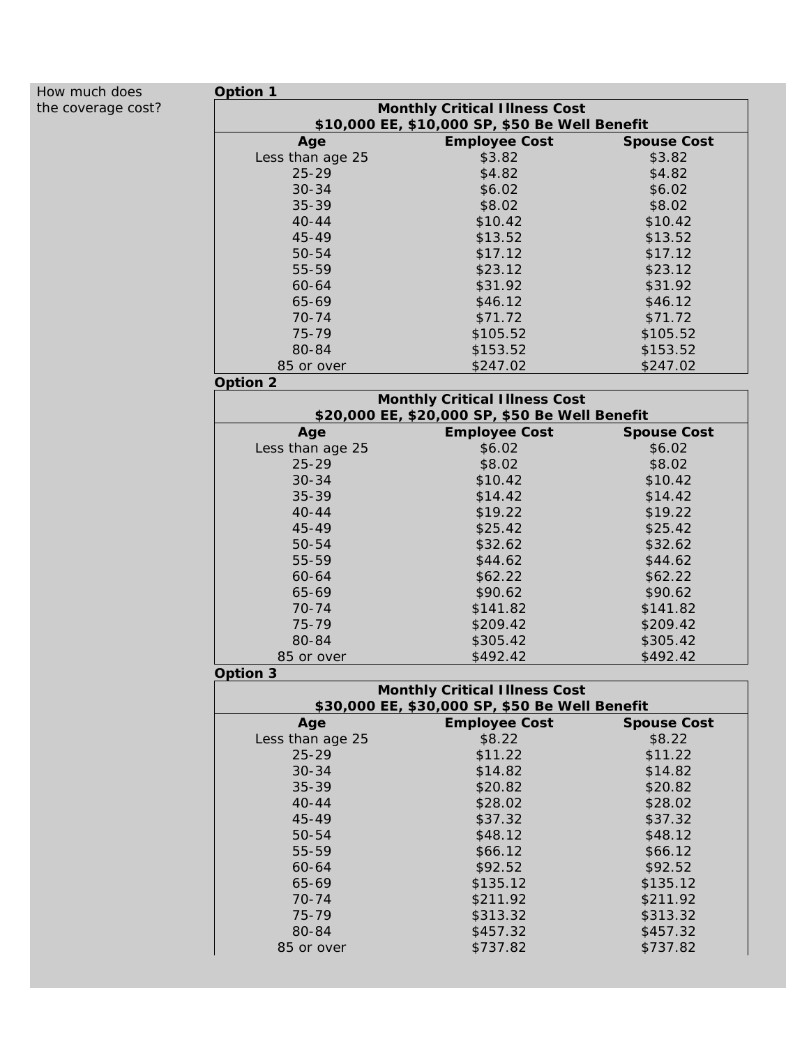How much does the coverage cost?

**Option 1**

| Monthly Critical Illness Cost<br>$10,000 EE, $10,000 SP, $50 Be Well Benefit | | |
|---|---|---|
| **Age** | **Employee Cost** | **Spouse Cost** |
| Less than age 25 | $3.82 | $3.82 |
| 25-29 | $4.82 | $4.82 |
| 30-34 | $6.02 | $6.02 |
| 35-39 | $8.02 | $8.02 |
| 40-44 | $10.42 | $10.42 |
| 45-49 | $13.52 | $13.52 |
| 50-54 | $17.12 | $17.12 |
| 55-59 | $23.12 | $23.12 |
| 60-64 | $31.92 | $31.92 |
| 65-69 | $46.12 | $46.12 |
| 70-74 | $71.72 | $71.72 |
| 75-79 | $105.52 | $105.52 |
| 80-84 | $153.52 | $153.52 |
| 85 or over | $247.02 | $247.02 |

**Option 2**

| Monthly Critical Illness Cost<br>$20,000 EE, $20,000 SP, $50 Be Well Benefit | | |
|---|---|---|
| **Age** | **Employee Cost** | **Spouse Cost** |
| Less than age 25 | $6.02 | $6.02 |
| 25-29 | $8.02 | $8.02 |
| 30-34 | $10.42 | $10.42 |
| 35-39 | $14.42 | $14.42 |
| 40-44 | $19.22 | $19.22 |
| 45-49 | $25.42 | $25.42 |
| 50-54 | $32.62 | $32.62 |
| 55-59 | $44.62 | $44.62 |
| 60-64 | $62.22 | $62.22 |
| 65-69 | $90.62 | $90.62 |
| 70-74 | $141.82 | $141.82 |
| 75-79 | $209.42 | $209.42 |
| 80-84 | $305.42 | $305.42 |
| 85 or over | $492.42 | $492.42 |

**Option 3**

| Monthly Critical Illness Cost<br>$30,000 EE, $30,000 SP, $50 Be Well Benefit | | |
|---|---|---|
| **Age** | **Employee Cost** | **Spouse Cost** |
| Less than age 25 | $8.22 | $8.22 |
| 25-29 | $11.22 | $11.22 |
| 30-34 | $14.82 | $14.82 |
| 35-39 | $20.82 | $20.82 |
| 40-44 | $28.02 | $28.02 |
| 45-49 | $37.32 | $37.32 |
| 50-54 | $48.12 | $48.12 |
| 55-59 | $66.12 | $66.12 |
| 60-64 | $92.52 | $92.52 |
| 65-69 | $135.12 | $135.12 |
| 70-74 | $211.92 | $211.92 |
| 75-79 | $313.32 | $313.32 |
| 80-84 | $457.32 | $457.32 |
| 85 or over | $737.82 | $737.82 |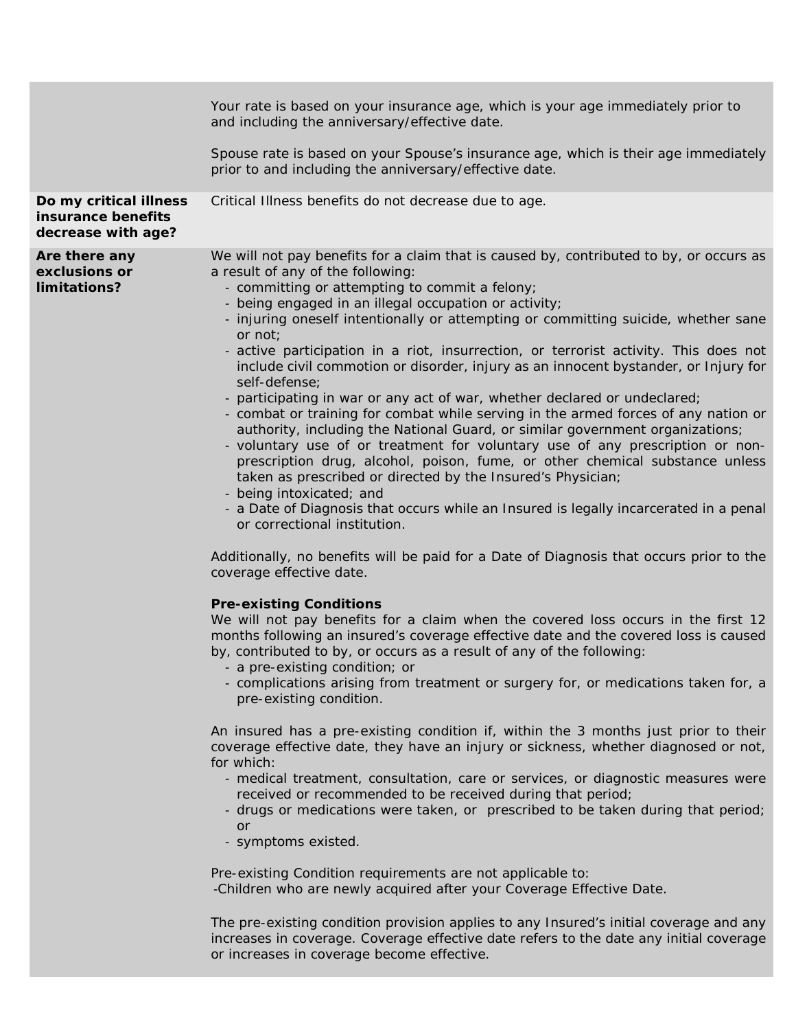| | |
|---|---|
| | Your rate is based on your insurance age, which is your age immediately prior to and including the anniversary/effective date.<br><br>Spouse rate is based on your Spouse's insurance age, which is their age immediately prior to and including the anniversary/effective date. |
| **Do my critical illness insurance benefits decrease with age?** | Critical Illness benefits do not decrease due to age. |
| **Are there any exclusions or limitations?** | We will not pay benefits for a claim that is caused by, contributed to by, or occurs as a result of any of the following:<br>- committing or attempting to commit a felony;<br>- being engaged in an illegal occupation or activity;<br>- injuring oneself intentionally or attempting or committing suicide, whether sane or not;<br>- active participation in a riot, insurrection, or terrorist activity. This does not include civil commotion or disorder, injury as an innocent bystander, or Injury for self-defense;<br>- participating in war or any act of war, whether declared or undeclared;<br>- combat or training for combat while serving in the armed forces of any nation or authority, including the National Guard, or similar government organizations;<br>- voluntary use of or treatment for voluntary use of any prescription or non-prescription drug, alcohol, poison, fume, or other chemical substance unless taken as prescribed or directed by the Insured's Physician;<br>- being intoxicated; and<br>- a Date of Diagnosis that occurs while an Insured is legally incarcerated in a penal or correctional institution.<br><br>Additionally, no benefits will be paid for a Date of Diagnosis that occurs prior to the coverage effective date.<br><br>**Pre-existing Conditions**<br>We will not pay benefits for a claim when the covered loss occurs in the first 12 months following an insured's coverage effective date and the covered loss is caused by, contributed to by, or occurs as a result of any of the following:<br>- a pre-existing condition; or<br>- complications arising from treatment or surgery for, or medications taken for, a pre-existing condition.<br><br>An insured has a pre-existing condition if, within the 3 months just prior to their coverage effective date, they have an injury or sickness, whether diagnosed or not, for which:<br>- medical treatment, consultation, care or services, or diagnostic measures were received or recommended to be received during that period;<br>- drugs or medications were taken, or prescribed to be taken during that period; or<br>- symptoms existed.<br><br>Pre-existing Condition requirements are not applicable to:<br>-Children who are newly acquired after your Coverage Effective Date.<br><br>The pre-existing condition provision applies to any Insured's initial coverage and any increases in coverage. Coverage effective date refers to the date any initial coverage or increases in coverage become effective. |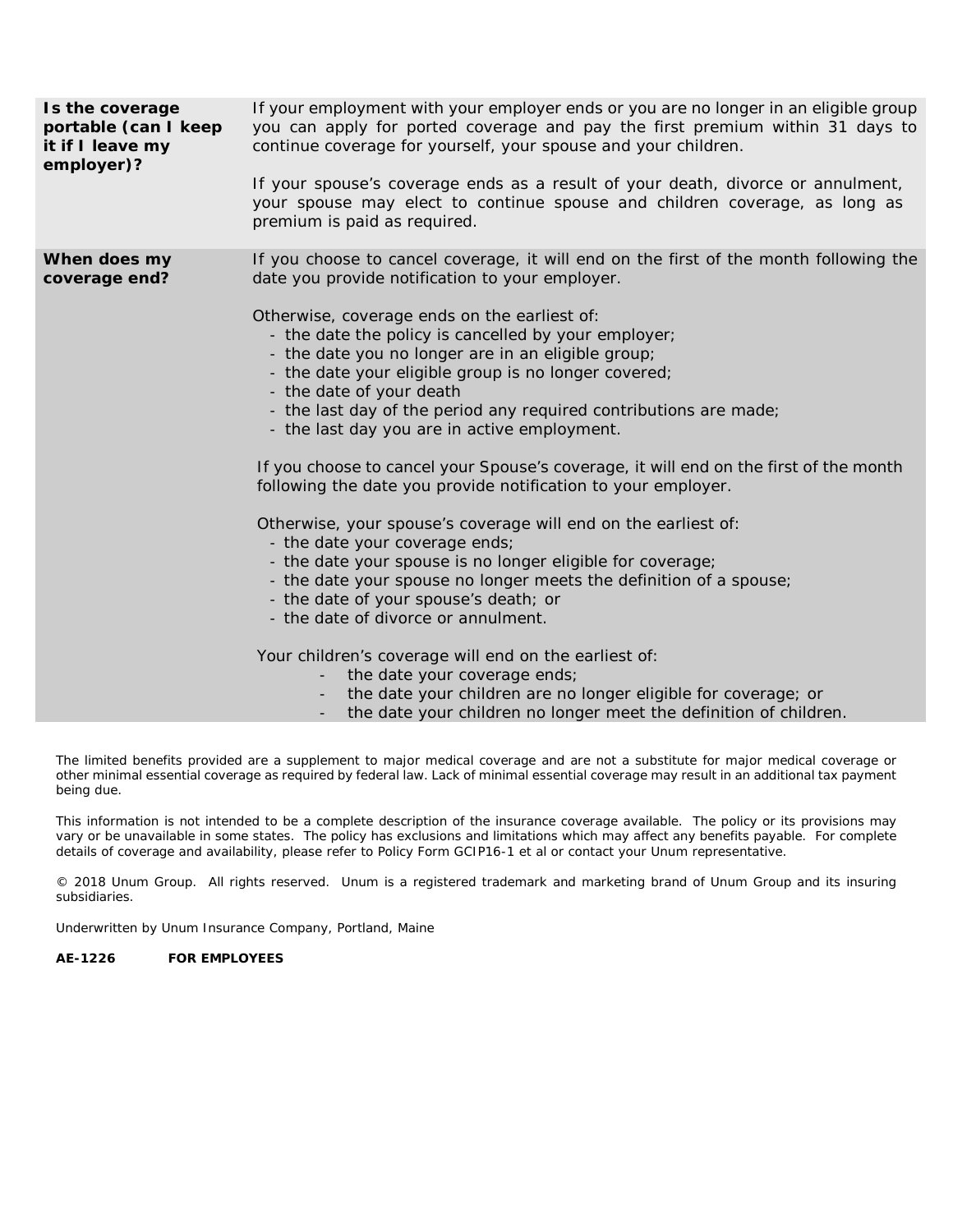| | |
|---|---|
| **Is the coverage portable (can I keep it if I leave my employer)?** | If your employment with your employer ends or you are no longer in an eligible group you can apply for ported coverage and pay the first premium within 31 days to continue coverage for yourself, your spouse and your children.<br><br>If your spouse's coverage ends as a result of your death, divorce or annulment, your spouse may elect to continue spouse and children coverage, as long as premium is paid as required. |
| **When does my coverage end?** | If you choose to cancel coverage, it will end on the first of the month following the date you provide notification to your employer.<br><br>Otherwise, coverage ends on the earliest of:<br>- the date the policy is cancelled by your employer;<br>- the date you no longer are in an eligible group;<br>- the date your eligible group is no longer covered;<br>- the date of your death<br>- the last day of the period any required contributions are made;<br>- the last day you are in active employment.<br><br>If you choose to cancel your Spouse's coverage, it will end on the first of the month following the date you provide notification to your employer.<br><br>Otherwise, your spouse's coverage will end on the earliest of:<br>- the date your coverage ends;<br>- the date your spouse is no longer eligible for coverage;<br>- the date your spouse no longer meets the definition of a spouse;<br>- the date of your spouse's death; or<br>- the date of divorce or annulment.<br><br>Your children's coverage will end on the earliest of:<br>- the date your coverage ends;<br>- the date your children are no longer eligible for coverage; or<br>- the date your children no longer meet the definition of children. |

The limited benefits provided are a supplement to major medical coverage and are not a substitute for major medical coverage or other minimal essential coverage as required by federal law. Lack of minimal essential coverage may result in an additional tax payment being due.

This information is not intended to be a complete description of the insurance coverage available. The policy or its provisions may vary or be unavailable in some states. The policy has exclusions and limitations which may affect any benefits payable. For complete details of coverage and availability, please refer to Policy Form GCIP16-1 et al or contact your Unum representative.

© 2018 Unum Group. All rights reserved. Unum is a registered trademark and marketing brand of Unum Group and its insuring subsidiaries.

Underwritten by Unum Insurance Company, Portland, Maine

**AE-1226 FOR EMPLOYEES**